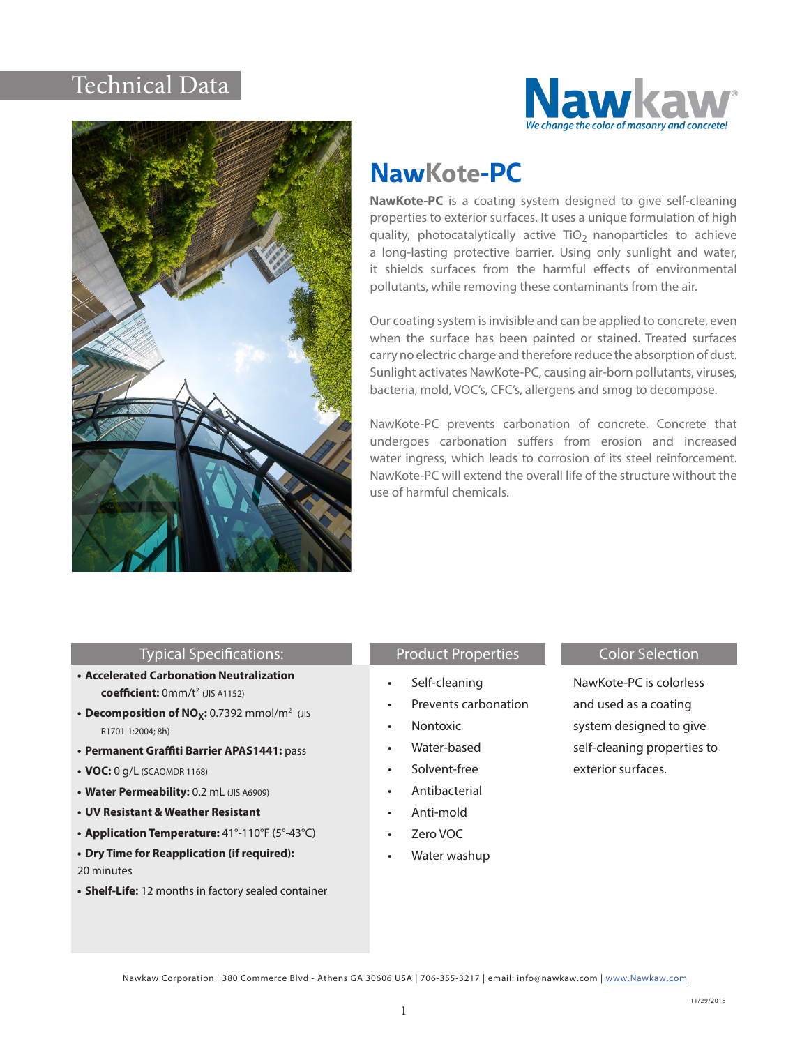# Technical Data

Nawkaw

*We change the color of masonry and concrete!*

## NawKote-PC

**NawKote-PC** is a coating system designed to give self-cleaning properties to exterior surfaces. It uses a unique formulation of high quality, photocatalytically active $TiO_2$ nanoparticles to achieve a long-lasting protective barrier. Using only sunlight and water, it shields surfaces from the harmful effects of environmental pollutants, while removing these contaminants from the air.

Our coating system is invisible and can be applied to concrete, even when the surface has been painted or stained. Treated surfaces carry no electric charge and therefore reduce the absorption of dust. Sunlight activates NawKote-PC, causing air-born pollutants, viruses, bacteria, mold, VOC's, CFC's, allergens and smog to decompose.

NawKote-PC prevents carbonation of concrete. Concrete that undergoes carbonation suffers from erosion and increased water ingress, which leads to corrosion of its steel reinforcement. NawKote-PC will extend the overall life of the structure without the use of harmful chemicals.

### Typical Specifications:

- **Accelerated Carbonation Neutralization coefficient:** 0mm/$t^2$ (JIS A1152)
- **Decomposition of $NO_X$:** 0.7392 mmol/$m^2$ (JIS R1701-1:2004; 8h)
- **Permanent Graffiti Barrier APAS1441:** pass
- **VOC:** 0 g/L (SCAQMDR 1168)
- **Water Permeability:** 0.2 mL (JIS A6909)
- **UV Resistant & Weather Resistant**
- **Application Temperature:** 41°-110°F (5°-43°C)
- **Dry Time for Reapplication (if required):** 20 minutes
- **Shelf-Life:** 12 months in factory sealed container

### Product Properties

- Self-cleaning
- Prevents carbonation
- Nontoxic
- Water-based
- Solvent-free
- Antibacterial
- Anti-mold
- Zero VOC
- Water washup

### Color Selection

NawKote-PC is colorless and used as a coating system designed to give self-cleaning properties to exterior surfaces.

Nawkaw Corporation | 380 Commerce Blvd - Athens GA 30606 USA | 706-355-3217 | email: info@nawkaw.com | www.Nawkaw.com

11/29/2018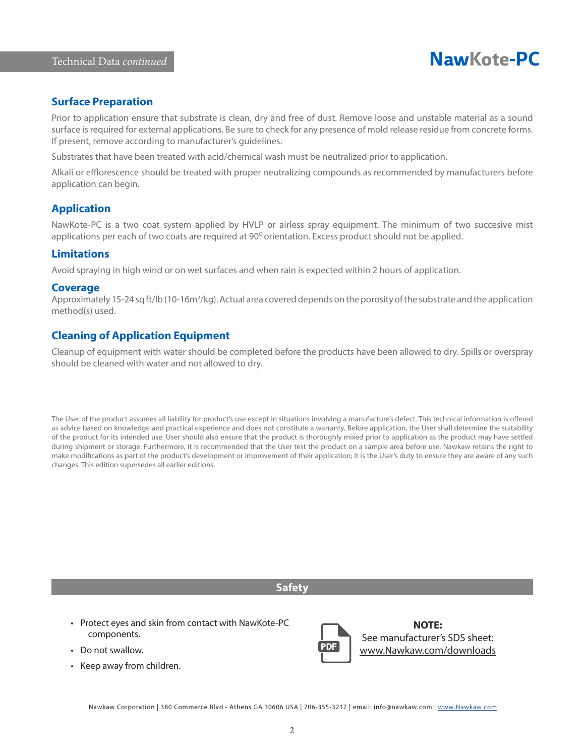## Surface Preparation

Prior to application ensure that substrate is clean, dry and free of dust. Remove loose and unstable material as a sound surface is required for external applications. Be sure to check for any presence of mold release residue from concrete forms. If present, remove according to manufacturer's guidelines.

Substrates that have been treated with acid/chemical wash must be neutralized prior to application.

Alkali or efflorescence should be treated with proper neutralizing compounds as recommended by manufacturers before application can begin.

## Application

NawKote-PC is a two coat system applied by HVLP or airless spray equipment. The minimum of two succesive mist applications per each of two coats are required at 90$^{O}$ orientation. Excess product should not be applied.

## Limitations

Avoid spraying in high wind or on wet surfaces and when rain is expected within 2 hours of application.

## Coverage

Approximately 15-24 sq ft/lb (10-16m$^2$/kg). Actual area covered depends on the porosity of the substrate and the application method(s) used.

## Cleaning of Application Equipment

Cleanup of equipment with water should be completed before the products have been allowed to dry. Spills or overspray should be cleaned with water and not allowed to dry.

The User of the product assumes all liability for product's use except in situations involving a manufacture's defect. This technical information is offered as advice based on knowledge and practical experience and does not constitute a warranty. Before application, the User shall determine the suitability of the product for its intended use. User should also ensure that the product is thoroughly mixed prior to application as the product may have settled during shipment or storage. Furthermore, it is recommended that the User test the product on a sample area before use. Nawkaw retains the right to make modifications as part of the product's development or improvement of their application; it is the User's duty to ensure they are aware of any such changes. This edition supersedes all earlier editions.

## Safety

- Protect eyes and skin from contact with NawKote-PC components.
- Do not swallow.
- Keep away from children.

**NOTE:**
See manufacturer's SDS sheet:
www.Nawkaw.com/downloads

Nawkaw Corporation | 380 Commerce Blvd - Athens GA 30606 USA | 706-355-3217 | email: info@nawkaw.com | www.Nawkaw.com